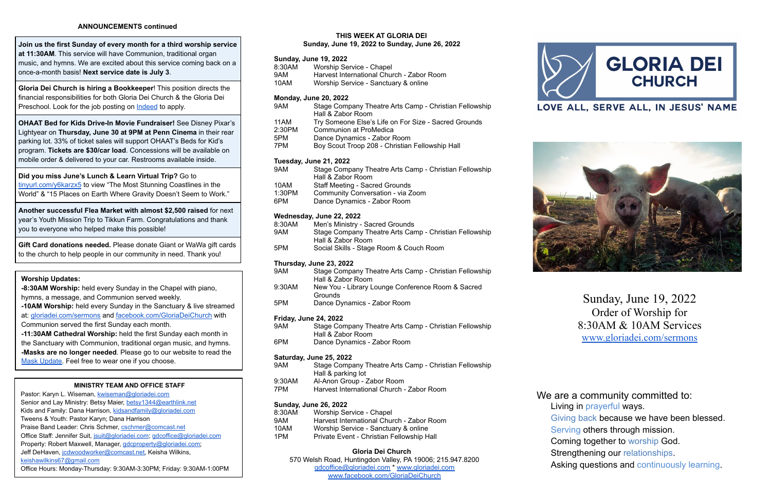**ANNOUNCEMENTS continued**

**Join us the first Sunday of every month for a third worship service at 11:30AM**. This service will have Communion, traditional organ music, and hymns. We are excited about this service coming back on a once-a-month basis! **Next service date is July 3**.

**Gloria Dei Church is hiring a Bookkeeper**! This position directs the financial responsibilities for both Gloria Dei Church & the Gloria Dei Preschool. Look for the job posting on Indeed to apply.

**OHAAT Bed for Kids Drive-In Movie Fundraiser!** See Disney Pixar's Lightyear on **Thursday, June 30 at 9PM at Penn Cinema** in their rear parking lot. 33% of ticket sales will support OHAAT's Beds for Kid's program. **Tickets are $30/car load**. Concessions will be available on mobile order & delivered to your car. Restrooms available inside.

**Did you miss June's Lunch & Learn Virtual Trip?** Go to tinyurl.com/y6karzx5 to view "The Most Stunning Coastlines in the World" & "15 Places on Earth Where Gravity Doesn't Seem to Work."

**Another successful Flea Market with almost $2,500 raised** for next year's Youth Mission Trip to Tikkun Farm. Congratulations and thank you to everyone who helped make this possible!

**Gift Card donations needed.** Please donate Giant or WaWa gift cards to the church to help people in our community in need. Thank you!

**Worship Updates:**

**-8:30AM Worship:** held every Sunday in the Chapel with piano, hymns, a message, and Communion served weekly.

**-10AM Worship:** held every Sunday in the Sanctuary & live streamed at: gloriadei.com/sermons and facebook.com/GloriaDeiChurch with Communion served the first Sunday each month.

**-11:30AM Cathedral Worship:** held the first Sunday each month in the Sanctuary with Communion, traditional organ music, and hymns.

**-Masks are no longer needed**. Please go to our website to read the Mask Update. Feel free to wear one if you choose.

**MINISTRY TEAM AND OFFICE STAFF**

Pastor: Karyn L. Wiseman, kwiseman@gloriadei.com
Senior and Lay Ministry: Betsy Maier, betsy1344@earthlink.net
Kids and Family: Dana Harrison, kidsandfamily@gloriadei.com
Tweens & Youth: Pastor Karyn; Dana Harrison
Praise Band Leader: Chris Schmer, cschmer@comcast.net
Office Staff: Jennifer Suit, jsuit@gloriadei.com; gdcoffice@gloriadei.com
Property: Robert Maxwell, Manager, gdcproperty@gloriadei.com;
Jeff DeHaven, jcdwoodworker@comcast.net, Keisha Wilkins, keishawilkins67@gmail.com
Office Hours: Monday-Thursday: 9:30AM-3:30PM; Friday: 9:30AM-1:00PM

**THIS WEEK AT GLORIA DEI**
**Sunday, June 19, 2022 to Sunday, June 26, 2022**

**Sunday, June 19, 2022**

| | |
|---|---|
| 8:30AM | Worship Service - Chapel |
| 9AM | Harvest International Church - Zabor Room |
| 10AM | Worship Service - Sanctuary & online |

**Monday, June 20, 2022**

| | |
|---|---|
| 9AM | Stage Company Theatre Arts Camp - Christian Fellowship Hall & Zabor Room |
| 11AM | Try Someone Else's Life on For Size - Sacred Grounds |
| 2:30PM | Communion at ProMedica |
| 5PM | Dance Dynamics - Zabor Room |
| 7PM | Boy Scout Troop 208 - Christian Fellowship Hall |

**Tuesday, June 21, 2022**

| | |
|---|---|
| 9AM | Stage Company Theatre Arts Camp - Christian Fellowship Hall & Zabor Room |
| 10AM | Staff Meeting - Sacred Grounds |
| 1:30PM | Community Conversation - via Zoom |
| 6PM | Dance Dynamics - Zabor Room |

**Wednesday, June 22, 2022**

| | |
|---|---|
| 8:30AM | Men's Ministry - Sacred Grounds |
| 9AM | Stage Company Theatre Arts Camp - Christian Fellowship Hall & Zabor Room |
| 5PM | Social Skills - Stage Room & Couch Room |

**Thursday, June 23, 2022**

| | |
|---|---|
| 9AM | Stage Company Theatre Arts Camp - Christian Fellowship Hall & Zabor Room |
| 9:30AM | New You - Library Lounge Conference Room & Sacred Grounds |
| 5PM | Dance Dynamics - Zabor Room |

**Friday, June 24, 2022**

| | |
|---|---|
| 9AM | Stage Company Theatre Arts Camp - Christian Fellowship Hall & Zabor Room |
| 6PM | Dance Dynamics - Zabor Room |

**Saturday, June 25, 2022**

| | |
|---|---|
| 9AM | Stage Company Theatre Arts Camp - Christian Fellowship Hall & parking lot |
| 9:30AM | Al-Anon Group - Zabor Room |
| 7PM | Harvest International Church - Zabor Room |

**Sunday, June 26, 2022**

| | |
|---|---|
| 8:30AM | Worship Service - Chapel |
| 9AM | Harvest International Church - Zabor Room |
| 10AM | Worship Service - Sanctuary & online |
| 1PM | Private Event - Christian Fellowship Hall |

**Gloria Dei Church**
570 Welsh Road, Huntingdon Valley, PA 19006; 215.947.8200
gdcoffice@gloriadei.com * www.gloriadei.com
www.facebook.com/GloriaDeiChurch

# GLORIA DEI CHURCH

LOVE ALL, SERVE ALL, IN JESUS' NAME

Sunday, June 19, 2022
Order of Worship for
8:30AM & 10AM Services
www.gloriadei.com/sermons

We are a community committed to:

- Living in prayerful ways.
- Giving back because we have been blessed.
- Serving others through mission.
- Coming together to worship God.
- Strengthening our relationships.
- Asking questions and continuously learning.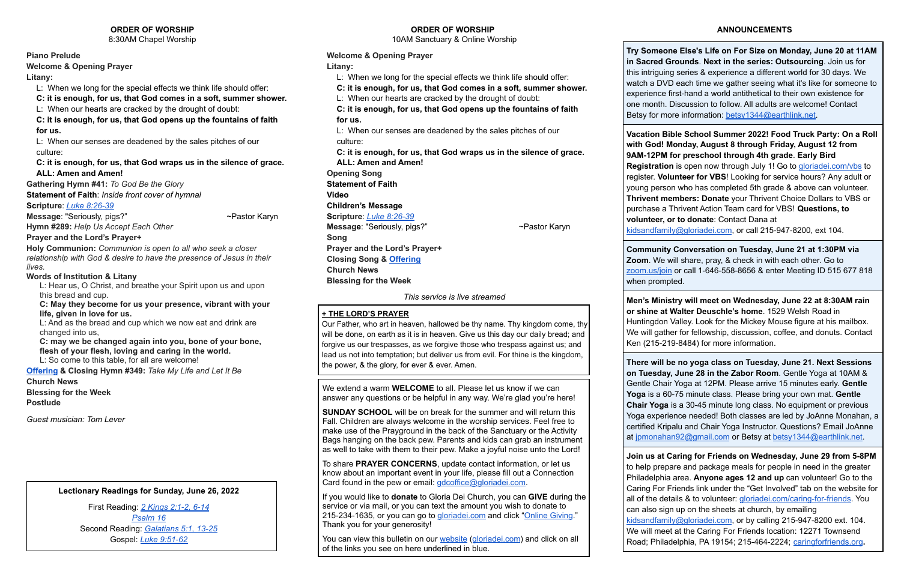## ORDER OF WORSHIP
8:30AM Chapel Worship

**Piano Prelude**
**Welcome & Opening Prayer**
**Litany:**

L: When we long for the special effects we think life should offer:
**C: it is enough, for us, that God comes in a soft, summer shower.**
L: When our hearts are cracked by the drought of doubt:
**C: it is enough, for us, that God opens up the fountains of faith for us.**
L: When our senses are deadened by the sales pitches of our culture:
**C: it is enough, for us, that God wraps us in the silence of grace.**
**ALL: Amen and Amen!**

**Gathering Hymn #41:** *To God Be the Glory*
**Statement of Faith**: *Inside front cover of hymnal*
**Scripture**: *Luke 8:26-39*
**Message**: "Seriously, pigs?" ~Pastor Karyn
**Hymn #289:** *Help Us Accept Each Other*
**Prayer and the Lord's Prayer+**
**Holy Communion:** *Communion is open to all who seek a closer relationship with God & desire to have the presence of Jesus in their lives.*
**Words of Institution & Litany**

L: Hear us, O Christ, and breathe your Spirit upon us and upon this bread and cup.
**C: May they become for us your presence, vibrant with your life, given in love for us.**
L: And as the bread and cup which we now eat and drink are changed into us,
**C: may we be changed again into you, bone of your bone, flesh of your flesh, loving and caring in the world.**
L: So come to this table, for all are welcome!

**Offering & Closing Hymn #349:** *Take My Life and Let It Be*
**Church News**
**Blessing for the Week**
**Postlude**

*Guest musician: Tom Lever*

**Lectionary Readings for Sunday, June 26, 2022**

First Reading: *2 Kings 2:1-2, 6-14*
*Psalm 16*
Second Reading: *Galatians 5:1, 13-25*
Gospel: *Luke 9:51-62*

## ORDER OF WORSHIP
10AM Sanctuary & Online Worship

**Welcome & Opening Prayer**
**Litany:**

L: When we long for the special effects we think life should offer:
**C: it is enough, for us, that God comes in a soft, summer shower.**
L: When our hearts are cracked by the drought of doubt:
**C: it is enough, for us, that God opens up the fountains of faith for us.**
L: When our senses are deadened by the sales pitches of our culture:
**C: it is enough, for us, that God wraps us in the silence of grace.**
**ALL: Amen and Amen!**

**Opening Song**
**Statement of Faith**
**Video**
**Children's Message**
**Scripture**: *Luke 8:26-39*
**Message**: "Seriously, pigs?" ~Pastor Karyn
**Song**
**Prayer and the Lord's Prayer+**
**Closing Song & Offering**
**Church News**
**Blessing for the Week**

*This service is live streamed*

**+ THE LORD'S PRAYER**
Our Father, who art in heaven, hallowed be thy name. Thy kingdom come, thy will be done, on earth as it is in heaven. Give us this day our daily bread; and forgive us our trespasses, as we forgive those who trespass against us; and lead us not into temptation; but deliver us from evil. For thine is the kingdom, the power, & the glory, for ever & ever. Amen.

We extend a warm **WELCOME** to all. Please let us know if we can answer any questions or be helpful in any way. We're glad you're here!

**SUNDAY SCHOOL** will be on break for the summer and will return this Fall. Children are always welcome in the worship services. Feel free to make use of the Prayground in the back of the Sanctuary or the Activity Bags hanging on the back pew. Parents and kids can grab an instrument as well to take with them to their pew. Make a joyful noise unto the Lord!

To share **PRAYER CONCERNS**, update contact information, or let us know about an important event in your life, please fill out a Connection Card found in the pew or email: gdcoffice@gloriadei.com.

If you would like to **donate** to Gloria Dei Church, you can **GIVE** during the service or via mail, or you can text the amount you wish to donate to 215-234-1635, or you can go to gloriadei.com and click "Online Giving." Thank you for your generosity!

You can view this bulletin on our website (gloriadei.com) and click on all of the links you see on here underlined in blue.

## ANNOUNCEMENTS

**Try Someone Else's Life on For Size on Monday, June 20 at 11AM in Sacred Grounds**. **Next in the series: Outsourcing**. Join us for this intriguing series & experience a different world for 30 days. We watch a DVD each time we gather seeing what it's like for someone to experience first-hand a world antithetical to their own existence for one month. Discussion to follow. All adults are welcome! Contact Betsy for more information: betsy1344@earthlink.net.

**Vacation Bible School Summer 2022! Food Truck Party: On a Roll with God! Monday, August 8 through Friday, August 12 from 9AM-12PM for preschool through 4th grade. Early Bird Registration** is open now through July 1! Go to gloriadei.com/vbs to register. **Volunteer for VBS**! Looking for service hours? Any adult or young person who has completed 5th grade & above can volunteer. **Thrivent members: Donate** your Thrivent Choice Dollars to VBS or purchase a Thrivent Action Team card for VBS! **Questions, to volunteer, or to donate**: Contact Dana at kidsandfamily@gloriadei.com, or call 215-947-8200, ext 104.

**Community Conversation on Tuesday, June 21 at 1:30PM via Zoom**. We will share, pray, & check in with each other. Go to zoom.us/join or call 1-646-558-8656 & enter Meeting ID 515 677 818 when prompted.

**Men's Ministry will meet on Wednesday, June 22 at 8:30AM rain or shine at Walter Deuschle's home**. 1529 Welsh Road in Huntingdon Valley. Look for the Mickey Mouse figure at his mailbox. We will gather for fellowship, discussion, coffee, and donuts. Contact Ken (215-219-8484) for more information.

**There will be no yoga class on Tuesday, June 21. Next Sessions on Tuesday, June 28 in the Zabor Room**. Gentle Yoga at 10AM & Gentle Chair Yoga at 12PM. Please arrive 15 minutes early. **Gentle Yoga** is a 60-75 minute class. Please bring your own mat. **Gentle Chair Yoga** is a 30-45 minute long class. No equipment or previous Yoga experience needed! Both classes are led by JoAnne Monahan, a certified Kripalu and Chair Yoga Instructor. Questions? Email JoAnne at jpmonahan92@gmail.com or Betsy at betsy1344@earthlink.net.

**Join us at Caring for Friends on Wednesday, June 29 from 5-8PM** to help prepare and package meals for people in need in the greater Philadelphia area. **Anyone ages 12 and up** can volunteer! Go to the Caring For Friends link under the "Get Involved" tab on the website for all of the details & to volunteer: gloriadei.com/caring-for-friends. You can also sign up on the sheets at church, by emailing kidsandfamily@gloriadei.com, or by calling 215-947-8200 ext. 104. We will meet at the Caring For Friends location: 12271 Townsend Road; Philadelphia, PA 19154; 215-464-2224; caringforfriends.org.